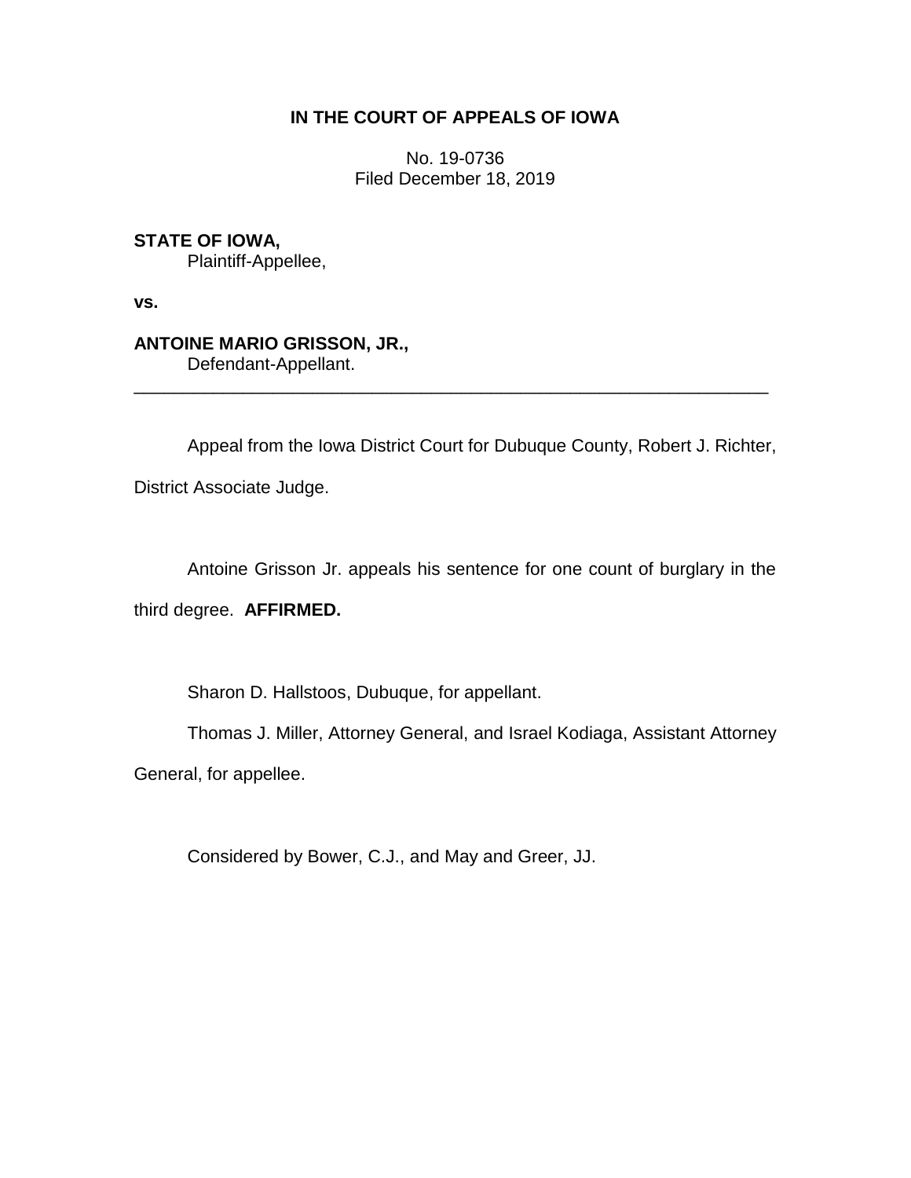**IN THE COURT OF APPEALS OF IOWA**

No. 19-0736
Filed December 18, 2019

**STATE OF IOWA,**
Plaintiff-Appellee,

**vs.**

**ANTOINE MARIO GRISSON, JR.,**
Defendant-Appellant.

---

Appeal from the Iowa District Court for Dubuque County, Robert J. Richter, District Associate Judge.

Antoine Grisson Jr. appeals his sentence for one count of burglary in the third degree. **AFFIRMED.**

Sharon D. Hallstoos, Dubuque, for appellant.

Thomas J. Miller, Attorney General, and Israel Kodiaga, Assistant Attorney General, for appellee.

Considered by Bower, C.J., and May and Greer, JJ.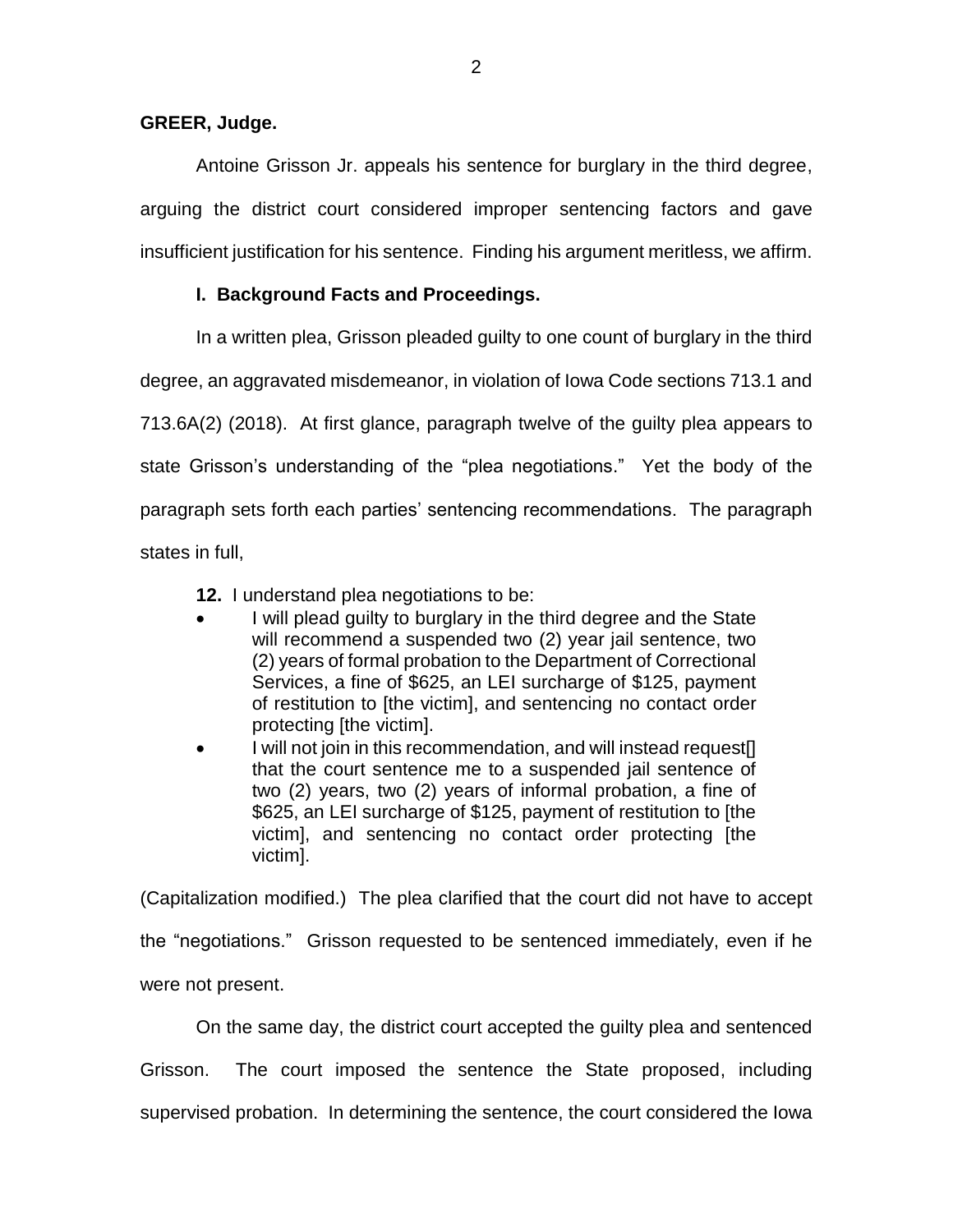**GREER, Judge.**

Antoine Grisson Jr. appeals his sentence for burglary in the third degree, arguing the district court considered improper sentencing factors and gave insufficient justification for his sentence. Finding his argument meritless, we affirm.

**I. Background Facts and Proceedings.**

In a written plea, Grisson pleaded guilty to one count of burglary in the third degree, an aggravated misdemeanor, in violation of Iowa Code sections 713.1 and 713.6A(2) (2018). At first glance, paragraph twelve of the guilty plea appears to state Grisson's understanding of the "plea negotiations." Yet the body of the paragraph sets forth each parties' sentencing recommendations. The paragraph states in full,

> **12.** I understand plea negotiations to be:
>
> - I will plead guilty to burglary in the third degree and the State will recommend a suspended two (2) year jail sentence, two (2) years of formal probation to the Department of Correctional Services, a fine of $625, an LEI surcharge of $125, payment of restitution to [the victim], and sentencing no contact order protecting [the victim].
> - I will not join in this recommendation, and will instead request[] that the court sentence me to a suspended jail sentence of two (2) years, two (2) years of informal probation, a fine of $625, an LEI surcharge of $125, payment of restitution to [the victim], and sentencing no contact order protecting [the victim].

(Capitalization modified.) The plea clarified that the court did not have to accept the "negotiations." Grisson requested to be sentenced immediately, even if he were not present.

On the same day, the district court accepted the guilty plea and sentenced Grisson. The court imposed the sentence the State proposed, including supervised probation. In determining the sentence, the court considered the Iowa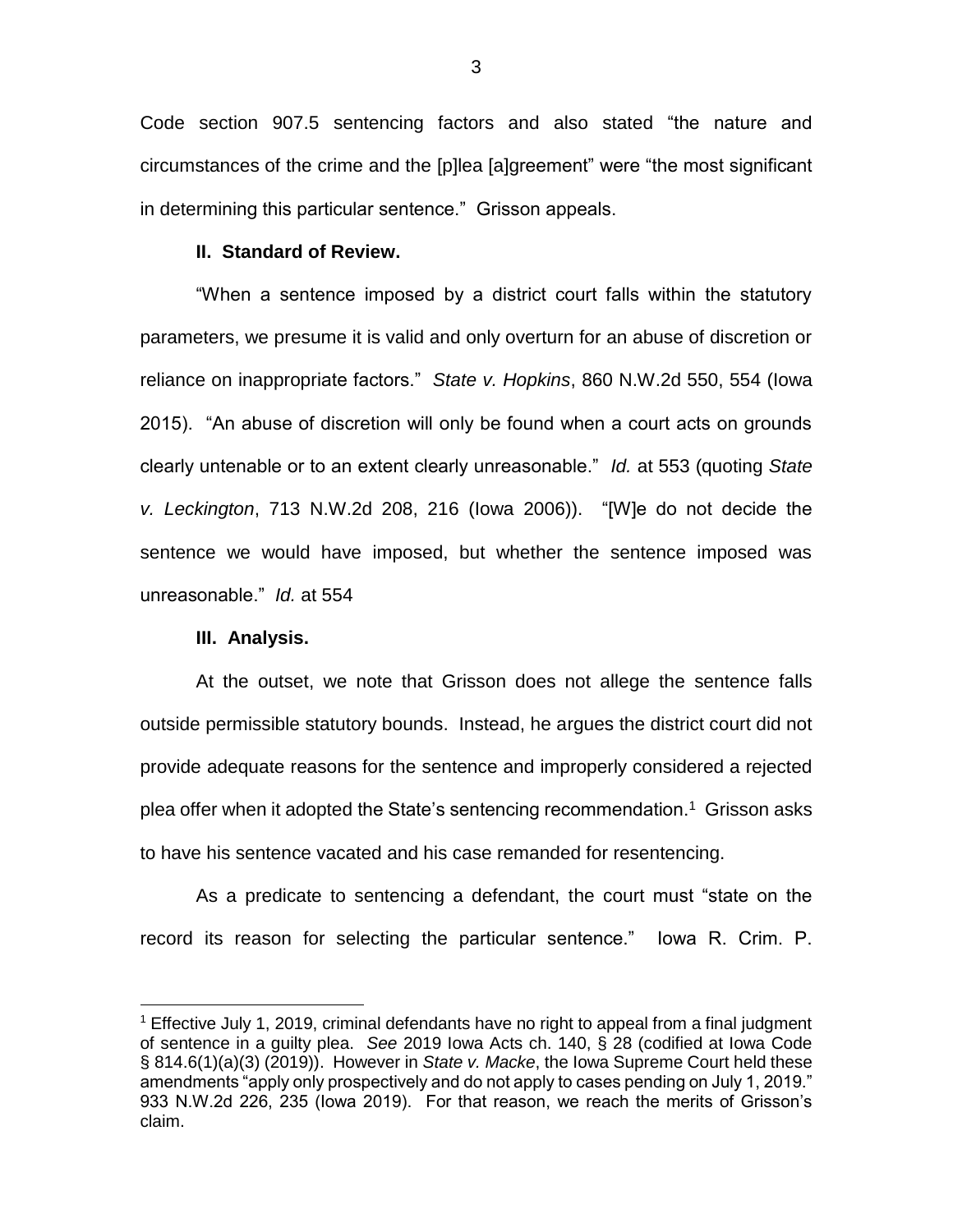Code section 907.5 sentencing factors and also stated "the nature and circumstances of the crime and the [p]lea [a]greement" were "the most significant in determining this particular sentence." Grisson appeals.

**II. Standard of Review.**

"When a sentence imposed by a district court falls within the statutory parameters, we presume it is valid and only overturn for an abuse of discretion or reliance on inappropriate factors." *State v. Hopkins*, 860 N.W.2d 550, 554 (Iowa 2015). "An abuse of discretion will only be found when a court acts on grounds clearly untenable or to an extent clearly unreasonable." *Id.* at 553 (quoting *State v. Leckington*, 713 N.W.2d 208, 216 (Iowa 2006)). "[W]e do not decide the sentence we would have imposed, but whether the sentence imposed was unreasonable." *Id.* at 554

**III. Analysis.**

At the outset, we note that Grisson does not allege the sentence falls outside permissible statutory bounds. Instead, he argues the district court did not provide adequate reasons for the sentence and improperly considered a rejected plea offer when it adopted the State's sentencing recommendation.[1] Grisson asks to have his sentence vacated and his case remanded for resentencing.

As a predicate to sentencing a defendant, the court must "state on the record its reason for selecting the particular sentence." Iowa R. Crim. P.

[1] Effective July 1, 2019, criminal defendants have no right to appeal from a final judgment of sentence in a guilty plea. *See* 2019 Iowa Acts ch. 140, § 28 (codified at Iowa Code § 814.6(1)(a)(3) (2019)). However in *State v. Macke*, the Iowa Supreme Court held these amendments "apply only prospectively and do not apply to cases pending on July 1, 2019." 933 N.W.2d 226, 235 (Iowa 2019). For that reason, we reach the merits of Grisson's claim.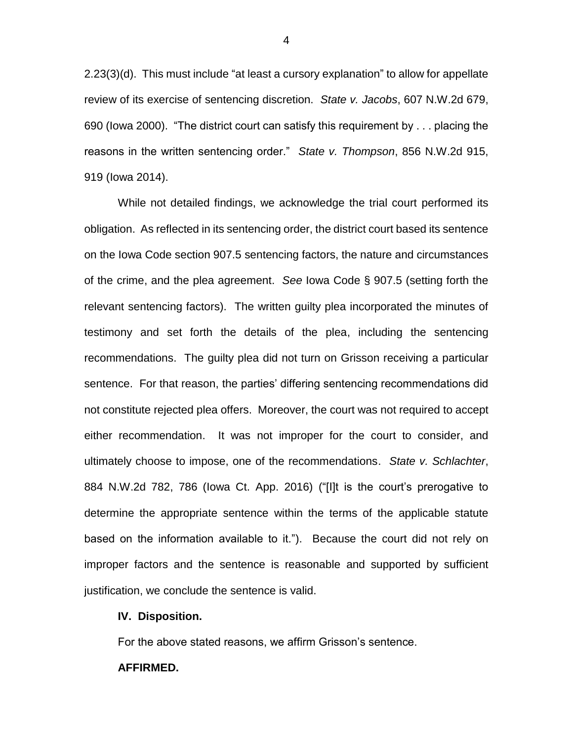2.23(3)(d). This must include "at least a cursory explanation" to allow for appellate review of its exercise of sentencing discretion. *State v. Jacobs*, 607 N.W.2d 679, 690 (Iowa 2000). "The district court can satisfy this requirement by . . . placing the reasons in the written sentencing order." *State v. Thompson*, 856 N.W.2d 915, 919 (Iowa 2014).

While not detailed findings, we acknowledge the trial court performed its obligation. As reflected in its sentencing order, the district court based its sentence on the Iowa Code section 907.5 sentencing factors, the nature and circumstances of the crime, and the plea agreement. *See* Iowa Code § 907.5 (setting forth the relevant sentencing factors). The written guilty plea incorporated the minutes of testimony and set forth the details of the plea, including the sentencing recommendations. The guilty plea did not turn on Grisson receiving a particular sentence. For that reason, the parties' differing sentencing recommendations did not constitute rejected plea offers. Moreover, the court was not required to accept either recommendation. It was not improper for the court to consider, and ultimately choose to impose, one of the recommendations. *State v. Schlachter*, 884 N.W.2d 782, 786 (Iowa Ct. App. 2016) ("[I]t is the court's prerogative to determine the appropriate sentence within the terms of the applicable statute based on the information available to it."). Because the court did not rely on improper factors and the sentence is reasonable and supported by sufficient justification, we conclude the sentence is valid.

**IV. Disposition.**

For the above stated reasons, we affirm Grisson's sentence.

**AFFIRMED.**